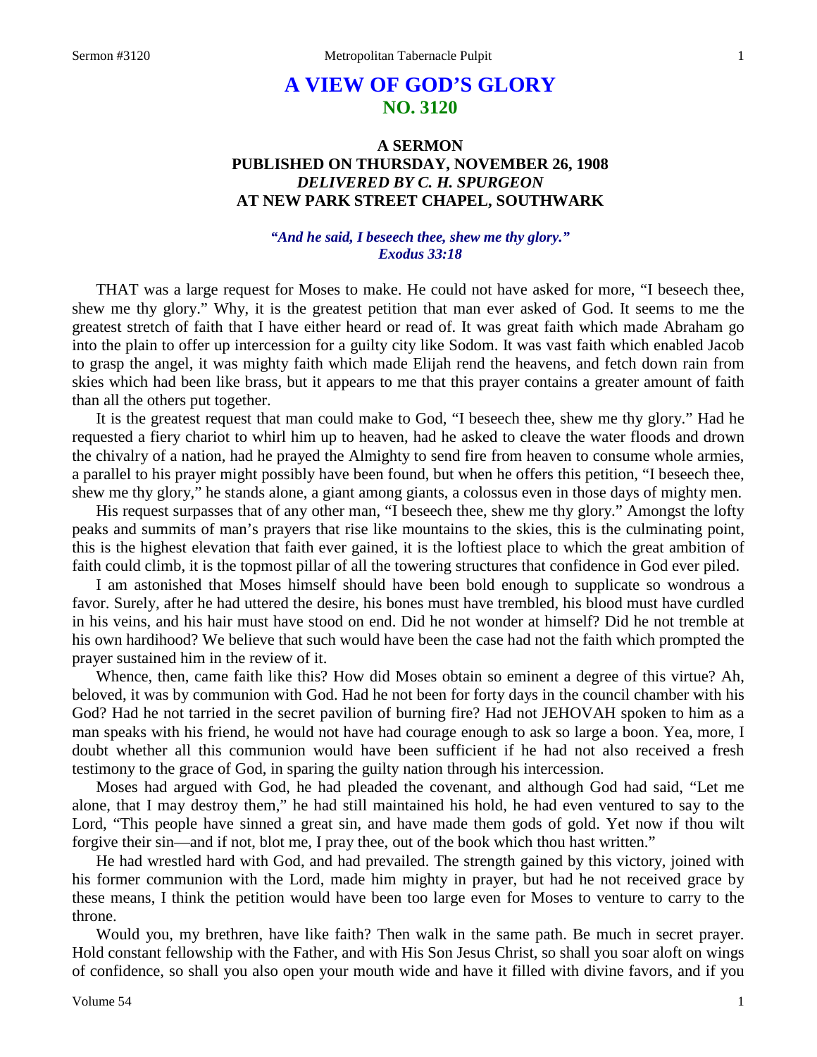# A VIEW OF GOD'S GLORY
## NO. 3120

### A SERMON
### PUBLISHED ON THURSDAY, NOVEMBER 26, 1908
### *DELIVERED BY C. H. SPURGEON*
### AT NEW PARK STREET CHAPEL, SOUTHWARK

*"And he said, I beseech thee, shew me thy glory."*
*Exodus 33:18*

THAT was a large request for Moses to make. He could not have asked for more, "I beseech thee, shew me thy glory." Why, it is the greatest petition that man ever asked of God. It seems to me the greatest stretch of faith that I have either heard or read of. It was great faith which made Abraham go into the plain to offer up intercession for a guilty city like Sodom. It was vast faith which enabled Jacob to grasp the angel, it was mighty faith which made Elijah rend the heavens, and fetch down rain from skies which had been like brass, but it appears to me that this prayer contains a greater amount of faith than all the others put together.

It is the greatest request that man could make to God, "I beseech thee, shew me thy glory." Had he requested a fiery chariot to whirl him up to heaven, had he asked to cleave the water floods and drown the chivalry of a nation, had he prayed the Almighty to send fire from heaven to consume whole armies, a parallel to his prayer might possibly have been found, but when he offers this petition, "I beseech thee, shew me thy glory," he stands alone, a giant among giants, a colossus even in those days of mighty men.

His request surpasses that of any other man, "I beseech thee, shew me thy glory." Amongst the lofty peaks and summits of man's prayers that rise like mountains to the skies, this is the culminating point, this is the highest elevation that faith ever gained, it is the loftiest place to which the great ambition of faith could climb, it is the topmost pillar of all the towering structures that confidence in God ever piled.

I am astonished that Moses himself should have been bold enough to supplicate so wondrous a favor. Surely, after he had uttered the desire, his bones must have trembled, his blood must have curdled in his veins, and his hair must have stood on end. Did he not wonder at himself? Did he not tremble at his own hardihood? We believe that such would have been the case had not the faith which prompted the prayer sustained him in the review of it.

Whence, then, came faith like this? How did Moses obtain so eminent a degree of this virtue? Ah, beloved, it was by communion with God. Had he not been for forty days in the council chamber with his God? Had he not tarried in the secret pavilion of burning fire? Had not JEHOVAH spoken to him as a man speaks with his friend, he would not have had courage enough to ask so large a boon. Yea, more, I doubt whether all this communion would have been sufficient if he had not also received a fresh testimony to the grace of God, in sparing the guilty nation through his intercession.

Moses had argued with God, he had pleaded the covenant, and although God had said, "Let me alone, that I may destroy them," he had still maintained his hold, he had even ventured to say to the Lord, "This people have sinned a great sin, and have made them gods of gold. Yet now if thou wilt forgive their sin—and if not, blot me, I pray thee, out of the book which thou hast written."

He had wrestled hard with God, and had prevailed. The strength gained by this victory, joined with his former communion with the Lord, made him mighty in prayer, but had he not received grace by these means, I think the petition would have been too large even for Moses to venture to carry to the throne.

Would you, my brethren, have like faith? Then walk in the same path. Be much in secret prayer. Hold constant fellowship with the Father, and with His Son Jesus Christ, so shall you soar aloft on wings of confidence, so shall you also open your mouth wide and have it filled with divine favors, and if you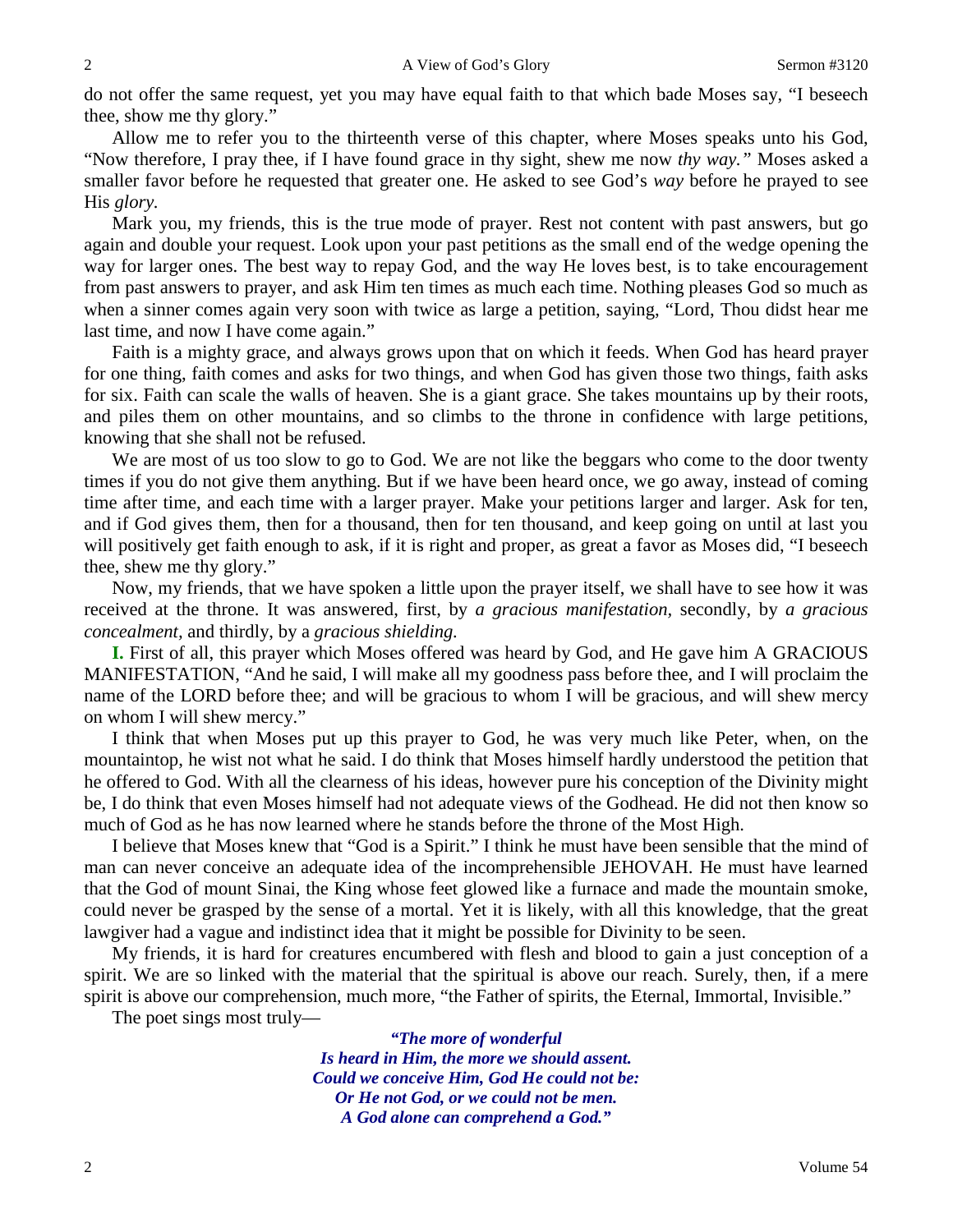do not offer the same request, yet you may have equal faith to that which bade Moses say, "I beseech thee, show me thy glory."

Allow me to refer you to the thirteenth verse of this chapter, where Moses speaks unto his God, "Now therefore, I pray thee, if I have found grace in thy sight, shew me now *thy way."* Moses asked a smaller favor before he requested that greater one. He asked to see God's *way* before he prayed to see His *glory.*

Mark you, my friends, this is the true mode of prayer. Rest not content with past answers, but go again and double your request. Look upon your past petitions as the small end of the wedge opening the way for larger ones. The best way to repay God, and the way He loves best, is to take encouragement from past answers to prayer, and ask Him ten times as much each time. Nothing pleases God so much as when a sinner comes again very soon with twice as large a petition, saying, "Lord, Thou didst hear me last time, and now I have come again."

Faith is a mighty grace, and always grows upon that on which it feeds. When God has heard prayer for one thing, faith comes and asks for two things, and when God has given those two things, faith asks for six. Faith can scale the walls of heaven. She is a giant grace. She takes mountains up by their roots, and piles them on other mountains, and so climbs to the throne in confidence with large petitions, knowing that she shall not be refused.

We are most of us too slow to go to God. We are not like the beggars who come to the door twenty times if you do not give them anything. But if we have been heard once, we go away, instead of coming time after time, and each time with a larger prayer. Make your petitions larger and larger. Ask for ten, and if God gives them, then for a thousand, then for ten thousand, and keep going on until at last you will positively get faith enough to ask, if it is right and proper, as great a favor as Moses did, "I beseech thee, shew me thy glory."

Now, my friends, that we have spoken a little upon the prayer itself, we shall have to see how it was received at the throne. It was answered, first, by *a gracious manifestation,* secondly, by *a gracious concealment,* and thirdly, by a *gracious shielding.*

**I.** First of all, this prayer which Moses offered was heard by God, and He gave him A GRACIOUS MANIFESTATION, "And he said, I will make all my goodness pass before thee, and I will proclaim the name of the LORD before thee; and will be gracious to whom I will be gracious, and will shew mercy on whom I will shew mercy."

I think that when Moses put up this prayer to God, he was very much like Peter, when, on the mountaintop, he wist not what he said. I do think that Moses himself hardly understood the petition that he offered to God. With all the clearness of his ideas, however pure his conception of the Divinity might be, I do think that even Moses himself had not adequate views of the Godhead. He did not then know so much of God as he has now learned where he stands before the throne of the Most High.

I believe that Moses knew that "God is a Spirit." I think he must have been sensible that the mind of man can never conceive an adequate idea of the incomprehensible JEHOVAH. He must have learned that the God of mount Sinai, the King whose feet glowed like a furnace and made the mountain smoke, could never be grasped by the sense of a mortal. Yet it is likely, with all this knowledge, that the great lawgiver had a vague and indistinct idea that it might be possible for Divinity to be seen.

My friends, it is hard for creatures encumbered with flesh and blood to gain a just conception of a spirit. We are so linked with the material that the spiritual is above our reach. Surely, then, if a mere spirit is above our comprehension, much more, "the Father of spirits, the Eternal, Immortal, Invisible."

The poet sings most truly—

> *"The more of wonderful*
> *Is heard in Him, the more we should assent.*
> *Could we conceive Him, God He could not be:*
> *Or He not God, or we could not be men.*
> *A God alone can comprehend a God."*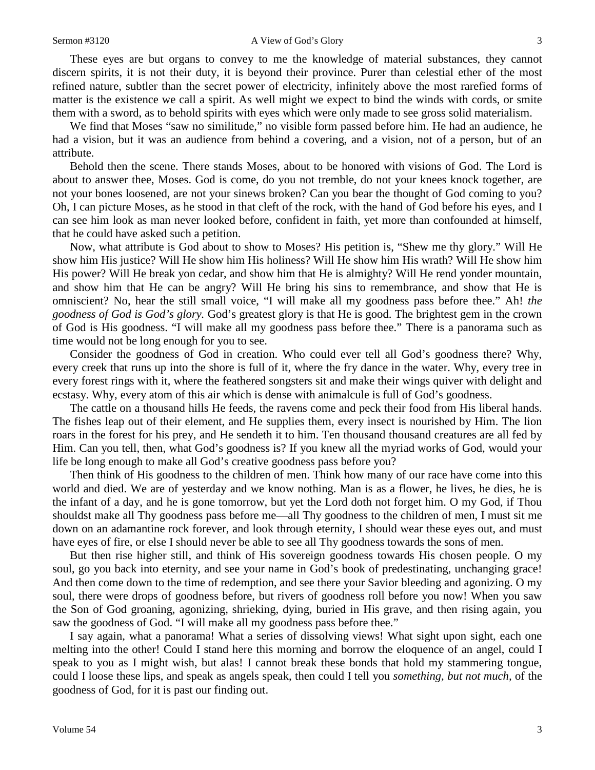These eyes are but organs to convey to me the knowledge of material substances, they cannot discern spirits, it is not their duty, it is beyond their province. Purer than celestial ether of the most refined nature, subtler than the secret power of electricity, infinitely above the most rarefied forms of matter is the existence we call a spirit. As well might we expect to bind the winds with cords, or smite them with a sword, as to behold spirits with eyes which were only made to see gross solid materialism.

We find that Moses "saw no similitude," no visible form passed before him. He had an audience, he had a vision, but it was an audience from behind a covering, and a vision, not of a person, but of an attribute.

Behold then the scene. There stands Moses, about to be honored with visions of God. The Lord is about to answer thee, Moses. God is come, do you not tremble, do not your knees knock together, are not your bones loosened, are not your sinews broken? Can you bear the thought of God coming to you? Oh, I can picture Moses, as he stood in that cleft of the rock, with the hand of God before his eyes, and I can see him look as man never looked before, confident in faith, yet more than confounded at himself, that he could have asked such a petition.

Now, what attribute is God about to show to Moses? His petition is, "Shew me thy glory." Will He show him His justice? Will He show him His holiness? Will He show him His wrath? Will He show him His power? Will He break yon cedar, and show him that He is almighty? Will He rend yonder mountain, and show him that He can be angry? Will He bring his sins to remembrance, and show that He is omniscient? No, hear the still small voice, "I will make all my goodness pass before thee." Ah! *the goodness of God is God's glory.* God's greatest glory is that He is good. The brightest gem in the crown of God is His goodness. "I will make all my goodness pass before thee." There is a panorama such as time would not be long enough for you to see.

Consider the goodness of God in creation. Who could ever tell all God's goodness there? Why, every creek that runs up into the shore is full of it, where the fry dance in the water. Why, every tree in every forest rings with it, where the feathered songsters sit and make their wings quiver with delight and ecstasy. Why, every atom of this air which is dense with animalcule is full of God's goodness.

The cattle on a thousand hills He feeds, the ravens come and peck their food from His liberal hands. The fishes leap out of their element, and He supplies them, every insect is nourished by Him. The lion roars in the forest for his prey, and He sendeth it to him. Ten thousand thousand creatures are all fed by Him. Can you tell, then, what God's goodness is? If you knew all the myriad works of God, would your life be long enough to make all God's creative goodness pass before you?

Then think of His goodness to the children of men. Think how many of our race have come into this world and died. We are of yesterday and we know nothing. Man is as a flower, he lives, he dies, he is the infant of a day, and he is gone tomorrow, but yet the Lord doth not forget him. O my God, if Thou shouldst make all Thy goodness pass before me—all Thy goodness to the children of men, I must sit me down on an adamantine rock forever, and look through eternity, I should wear these eyes out, and must have eyes of fire, or else I should never be able to see all Thy goodness towards the sons of men.

But then rise higher still, and think of His sovereign goodness towards His chosen people. O my soul, go you back into eternity, and see your name in God's book of predestinating, unchanging grace! And then come down to the time of redemption, and see there your Savior bleeding and agonizing. O my soul, there were drops of goodness before, but rivers of goodness roll before you now! When you saw the Son of God groaning, agonizing, shrieking, dying, buried in His grave, and then rising again, you saw the goodness of God. "I will make all my goodness pass before thee."

I say again, what a panorama! What a series of dissolving views! What sight upon sight, each one melting into the other! Could I stand here this morning and borrow the eloquence of an angel, could I speak to you as I might wish, but alas! I cannot break these bonds that hold my stammering tongue, could I loose these lips, and speak as angels speak, then could I tell you *something, but not much,* of the goodness of God, for it is past our finding out.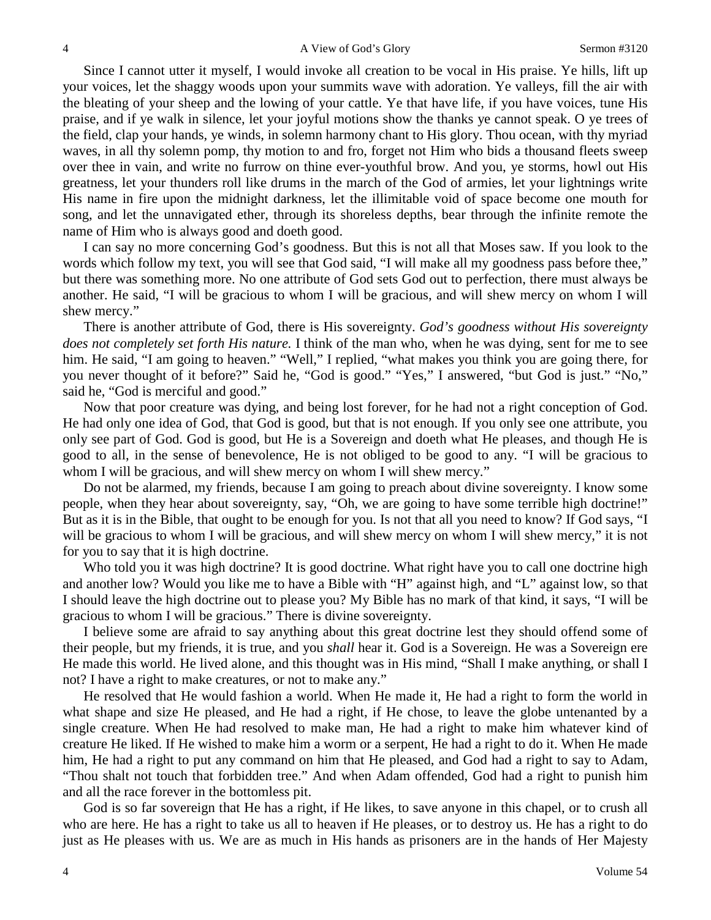Since I cannot utter it myself, I would invoke all creation to be vocal in His praise. Ye hills, lift up your voices, let the shaggy woods upon your summits wave with adoration. Ye valleys, fill the air with the bleating of your sheep and the lowing of your cattle. Ye that have life, if you have voices, tune His praise, and if ye walk in silence, let your joyful motions show the thanks ye cannot speak. O ye trees of the field, clap your hands, ye winds, in solemn harmony chant to His glory. Thou ocean, with thy myriad waves, in all thy solemn pomp, thy motion to and fro, forget not Him who bids a thousand fleets sweep over thee in vain, and write no furrow on thine ever-youthful brow. And you, ye storms, howl out His greatness, let your thunders roll like drums in the march of the God of armies, let your lightnings write His name in fire upon the midnight darkness, let the illimitable void of space become one mouth for song, and let the unnavigated ether, through its shoreless depths, bear through the infinite remote the name of Him who is always good and doeth good.

I can say no more concerning God's goodness. But this is not all that Moses saw. If you look to the words which follow my text, you will see that God said, "I will make all my goodness pass before thee," but there was something more. No one attribute of God sets God out to perfection, there must always be another. He said, "I will be gracious to whom I will be gracious, and will shew mercy on whom I will shew mercy."

There is another attribute of God, there is His sovereignty. *God's goodness without His sovereignty does not completely set forth His nature.* I think of the man who, when he was dying, sent for me to see him. He said, "I am going to heaven." "Well," I replied, "what makes you think you are going there, for you never thought of it before?" Said he, "God is good." "Yes," I answered, "but God is just." "No," said he, "God is merciful and good."

Now that poor creature was dying, and being lost forever, for he had not a right conception of God. He had only one idea of God, that God is good, but that is not enough. If you only see one attribute, you only see part of God. God is good, but He is a Sovereign and doeth what He pleases, and though He is good to all, in the sense of benevolence, He is not obliged to be good to any. "I will be gracious to whom I will be gracious, and will shew mercy on whom I will shew mercy."

Do not be alarmed, my friends, because I am going to preach about divine sovereignty. I know some people, when they hear about sovereignty, say, "Oh, we are going to have some terrible high doctrine!" But as it is in the Bible, that ought to be enough for you. Is not that all you need to know? If God says, "I will be gracious to whom I will be gracious, and will shew mercy on whom I will shew mercy," it is not for you to say that it is high doctrine.

Who told you it was high doctrine? It is good doctrine. What right have you to call one doctrine high and another low? Would you like me to have a Bible with "H" against high, and "L" against low, so that I should leave the high doctrine out to please you? My Bible has no mark of that kind, it says, "I will be gracious to whom I will be gracious." There is divine sovereignty.

I believe some are afraid to say anything about this great doctrine lest they should offend some of their people, but my friends, it is true, and you *shall* hear it. God is a Sovereign. He was a Sovereign ere He made this world. He lived alone, and this thought was in His mind, "Shall I make anything, or shall I not? I have a right to make creatures, or not to make any."

He resolved that He would fashion a world. When He made it, He had a right to form the world in what shape and size He pleased, and He had a right, if He chose, to leave the globe untenanted by a single creature. When He had resolved to make man, He had a right to make him whatever kind of creature He liked. If He wished to make him a worm or a serpent, He had a right to do it. When He made him, He had a right to put any command on him that He pleased, and God had a right to say to Adam, "Thou shalt not touch that forbidden tree." And when Adam offended, God had a right to punish him and all the race forever in the bottomless pit.

God is so far sovereign that He has a right, if He likes, to save anyone in this chapel, or to crush all who are here. He has a right to take us all to heaven if He pleases, or to destroy us. He has a right to do just as He pleases with us. We are as much in His hands as prisoners are in the hands of Her Majesty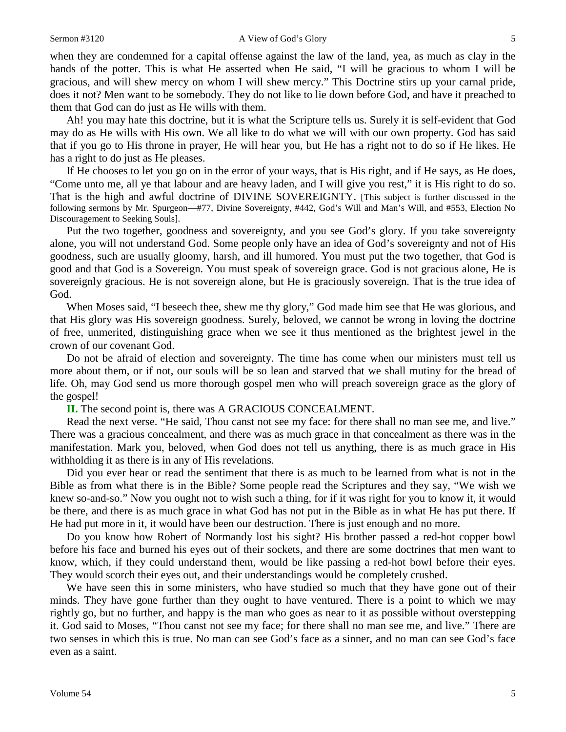when they are condemned for a capital offense against the law of the land, yea, as much as clay in the hands of the potter. This is what He asserted when He said, "I will be gracious to whom I will be gracious, and will shew mercy on whom I will shew mercy." This Doctrine stirs up your carnal pride, does it not? Men want to be somebody. They do not like to lie down before God, and have it preached to them that God can do just as He wills with them.

Ah! you may hate this doctrine, but it is what the Scripture tells us. Surely it is self-evident that God may do as He wills with His own. We all like to do what we will with our own property. God has said that if you go to His throne in prayer, He will hear you, but He has a right not to do so if He likes. He has a right to do just as He pleases.

If He chooses to let you go on in the error of your ways, that is His right, and if He says, as He does, "Come unto me, all ye that labour and are heavy laden, and I will give you rest," it is His right to do so. That is the high and awful doctrine of DIVINE SOVEREIGNTY. [This subject is further discussed in the following sermons by Mr. Spurgeon—#77, Divine Sovereignty, #442, God's Will and Man's Will, and #553, Election No Discouragement to Seeking Souls].

Put the two together, goodness and sovereignty, and you see God's glory. If you take sovereignty alone, you will not understand God. Some people only have an idea of God's sovereignty and not of His goodness, such are usually gloomy, harsh, and ill humored. You must put the two together, that God is good and that God is a Sovereign. You must speak of sovereign grace. God is not gracious alone, He is sovereignly gracious. He is not sovereign alone, but He is graciously sovereign. That is the true idea of God.

When Moses said, "I beseech thee, shew me thy glory," God made him see that He was glorious, and that His glory was His sovereign goodness. Surely, beloved, we cannot be wrong in loving the doctrine of free, unmerited, distinguishing grace when we see it thus mentioned as the brightest jewel in the crown of our covenant God.

Do not be afraid of election and sovereignty. The time has come when our ministers must tell us more about them, or if not, our souls will be so lean and starved that we shall mutiny for the bread of life. Oh, may God send us more thorough gospel men who will preach sovereign grace as the glory of the gospel!

**II.** The second point is, there was A GRACIOUS CONCEALMENT.

Read the next verse. "He said, Thou canst not see my face: for there shall no man see me, and live." There was a gracious concealment, and there was as much grace in that concealment as there was in the manifestation. Mark you, beloved, when God does not tell us anything, there is as much grace in His withholding it as there is in any of His revelations.

Did you ever hear or read the sentiment that there is as much to be learned from what is not in the Bible as from what there is in the Bible? Some people read the Scriptures and they say, "We wish we knew so-and-so." Now you ought not to wish such a thing, for if it was right for you to know it, it would be there, and there is as much grace in what God has not put in the Bible as in what He has put there. If He had put more in it, it would have been our destruction. There is just enough and no more.

Do you know how Robert of Normandy lost his sight? His brother passed a red-hot copper bowl before his face and burned his eyes out of their sockets, and there are some doctrines that men want to know, which, if they could understand them, would be like passing a red-hot bowl before their eyes. They would scorch their eyes out, and their understandings would be completely crushed.

We have seen this in some ministers, who have studied so much that they have gone out of their minds. They have gone further than they ought to have ventured. There is a point to which we may rightly go, but no further, and happy is the man who goes as near to it as possible without overstepping it. God said to Moses, "Thou canst not see my face; for there shall no man see me, and live." There are two senses in which this is true. No man can see God's face as a sinner, and no man can see God's face even as a saint.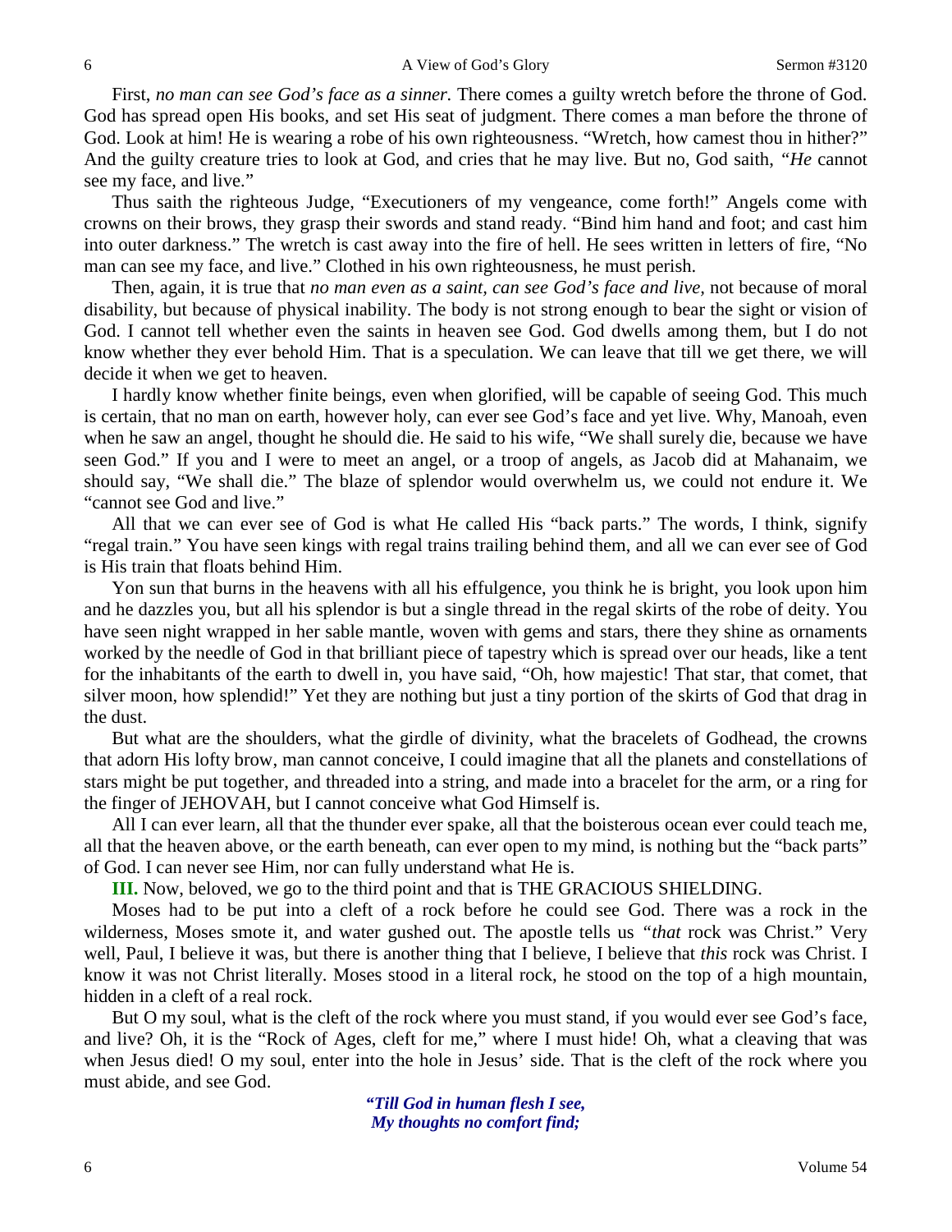First, *no man can see God's face as a sinner.* There comes a guilty wretch before the throne of God. God has spread open His books, and set His seat of judgment. There comes a man before the throne of God. Look at him! He is wearing a robe of his own righteousness. "Wretch, how camest thou in hither?" And the guilty creature tries to look at God, and cries that he may live. But no, God saith, *"He* cannot see my face, and live."

Thus saith the righteous Judge, "Executioners of my vengeance, come forth!" Angels come with crowns on their brows, they grasp their swords and stand ready. "Bind him hand and foot; and cast him into outer darkness." The wretch is cast away into the fire of hell. He sees written in letters of fire, "No man can see my face, and live." Clothed in his own righteousness, he must perish.

Then, again, it is true that *no man even as a saint, can see God's face and live,* not because of moral disability, but because of physical inability. The body is not strong enough to bear the sight or vision of God. I cannot tell whether even the saints in heaven see God. God dwells among them, but I do not know whether they ever behold Him. That is a speculation. We can leave that till we get there, we will decide it when we get to heaven.

I hardly know whether finite beings, even when glorified, will be capable of seeing God. This much is certain, that no man on earth, however holy, can ever see God's face and yet live. Why, Manoah, even when he saw an angel, thought he should die. He said to his wife, "We shall surely die, because we have seen God." If you and I were to meet an angel, or a troop of angels, as Jacob did at Mahanaim, we should say, "We shall die." The blaze of splendor would overwhelm us, we could not endure it. We "cannot see God and live."

All that we can ever see of God is what He called His "back parts." The words, I think, signify "regal train." You have seen kings with regal trains trailing behind them, and all we can ever see of God is His train that floats behind Him.

Yon sun that burns in the heavens with all his effulgence, you think he is bright, you look upon him and he dazzles you, but all his splendor is but a single thread in the regal skirts of the robe of deity. You have seen night wrapped in her sable mantle, woven with gems and stars, there they shine as ornaments worked by the needle of God in that brilliant piece of tapestry which is spread over our heads, like a tent for the inhabitants of the earth to dwell in, you have said, "Oh, how majestic! That star, that comet, that silver moon, how splendid!" Yet they are nothing but just a tiny portion of the skirts of God that drag in the dust.

But what are the shoulders, what the girdle of divinity, what the bracelets of Godhead, the crowns that adorn His lofty brow, man cannot conceive, I could imagine that all the planets and constellations of stars might be put together, and threaded into a string, and made into a bracelet for the arm, or a ring for the finger of JEHOVAH, but I cannot conceive what God Himself is.

All I can ever learn, all that the thunder ever spake, all that the boisterous ocean ever could teach me, all that the heaven above, or the earth beneath, can ever open to my mind, is nothing but the "back parts" of God. I can never see Him, nor can fully understand what He is.

**III.** Now, beloved, we go to the third point and that is THE GRACIOUS SHIELDING.

Moses had to be put into a cleft of a rock before he could see God. There was a rock in the wilderness, Moses smote it, and water gushed out. The apostle tells us *"that* rock was Christ." Very well, Paul, I believe it was, but there is another thing that I believe, I believe that *this* rock was Christ. I know it was not Christ literally. Moses stood in a literal rock, he stood on the top of a high mountain, hidden in a cleft of a real rock.

But O my soul, what is the cleft of the rock where you must stand, if you would ever see God's face, and live? Oh, it is the "Rock of Ages, cleft for me," where I must hide! Oh, what a cleaving that was when Jesus died! O my soul, enter into the hole in Jesus' side. That is the cleft of the rock where you must abide, and see God.

*"Till God in human flesh I see,*
*My thoughts no comfort find;*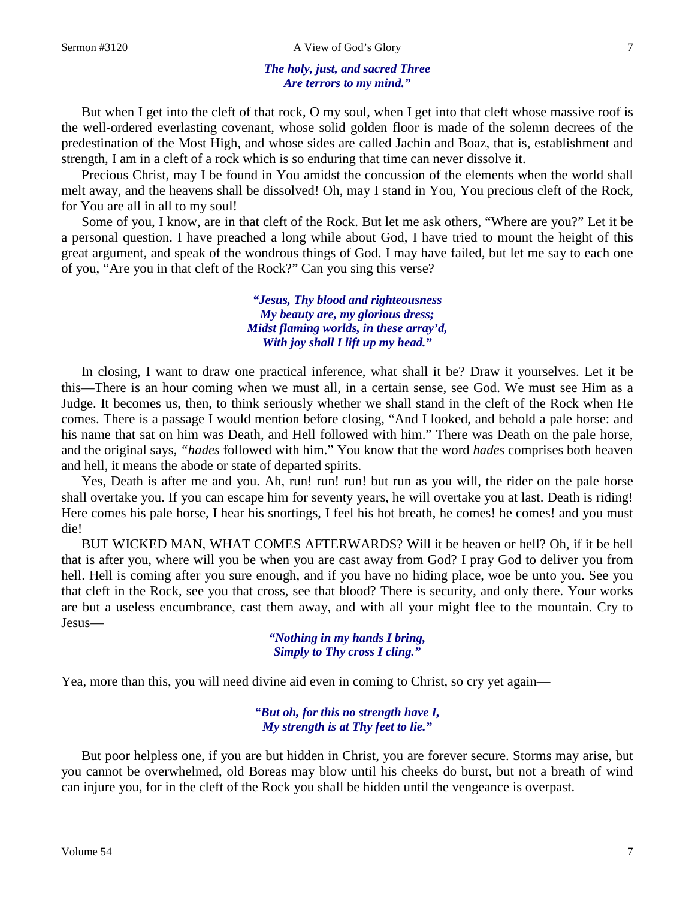*The holy, just, and sacred Three*
*Are terrors to my mind."*

But when I get into the cleft of that rock, O my soul, when I get into that cleft whose massive roof is the well-ordered everlasting covenant, whose solid golden floor is made of the solemn decrees of the predestination of the Most High, and whose sides are called Jachin and Boaz, that is, establishment and strength, I am in a cleft of a rock which is so enduring that time can never dissolve it.

Precious Christ, may I be found in You amidst the concussion of the elements when the world shall melt away, and the heavens shall be dissolved! Oh, may I stand in You, You precious cleft of the Rock, for You are all in all to my soul!

Some of you, I know, are in that cleft of the Rock. But let me ask others, "Where are you?" Let it be a personal question. I have preached a long while about God, I have tried to mount the height of this great argument, and speak of the wondrous things of God. I may have failed, but let me say to each one of you, "Are you in that cleft of the Rock?" Can you sing this verse?

*"Jesus, Thy blood and righteousness*
*My beauty are, my glorious dress;*
*Midst flaming worlds, in these array'd,*
*With joy shall I lift up my head."*

In closing, I want to draw one practical inference, what shall it be? Draw it yourselves. Let it be this—There is an hour coming when we must all, in a certain sense, see God. We must see Him as a Judge. It becomes us, then, to think seriously whether we shall stand in the cleft of the Rock when He comes. There is a passage I would mention before closing, "And I looked, and behold a pale horse: and his name that sat on him was Death, and Hell followed with him." There was Death on the pale horse, and the original says, *"hades* followed with him." You know that the word *hades* comprises both heaven and hell, it means the abode or state of departed spirits.

Yes, Death is after me and you. Ah, run! run! run! but run as you will, the rider on the pale horse shall overtake you. If you can escape him for seventy years, he will overtake you at last. Death is riding! Here comes his pale horse, I hear his snortings, I feel his hot breath, he comes! he comes! and you must die!

BUT WICKED MAN, WHAT COMES AFTERWARDS? Will it be heaven or hell? Oh, if it be hell that is after you, where will you be when you are cast away from God? I pray God to deliver you from hell. Hell is coming after you sure enough, and if you have no hiding place, woe be unto you. See you that cleft in the Rock, see you that cross, see that blood? There is security, and only there. Your works are but a useless encumbrance, cast them away, and with all your might flee to the mountain. Cry to Jesus—

*"Nothing in my hands I bring,*
*Simply to Thy cross I cling."*

Yea, more than this, you will need divine aid even in coming to Christ, so cry yet again—

*"But oh, for this no strength have I,*
*My strength is at Thy feet to lie."*

But poor helpless one, if you are but hidden in Christ, you are forever secure. Storms may arise, but you cannot be overwhelmed, old Boreas may blow until his cheeks do burst, but not a breath of wind can injure you, for in the cleft of the Rock you shall be hidden until the vengeance is overpast.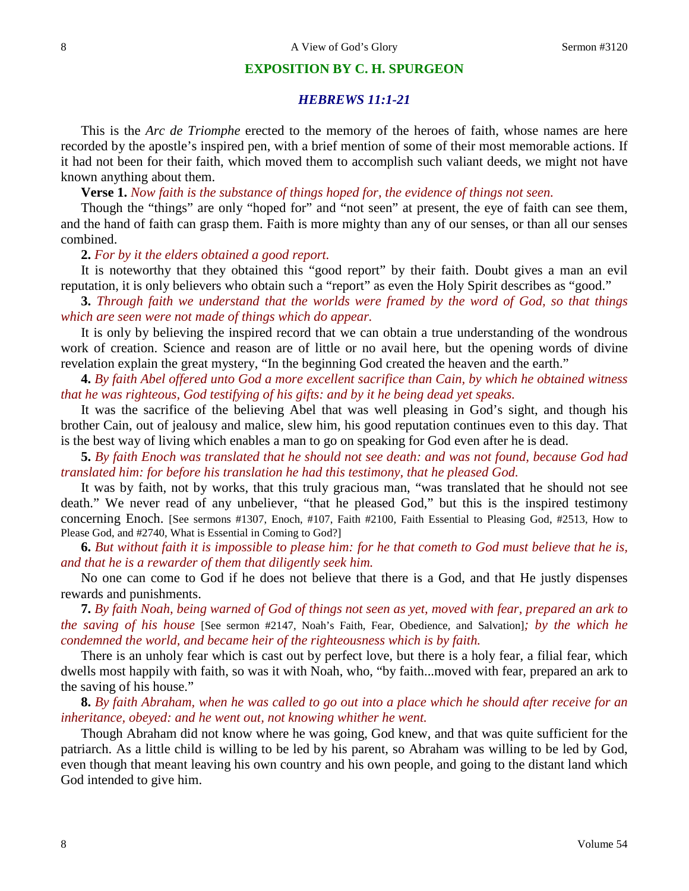## EXPOSITION BY C. H. SPURGEON

### *HEBREWS 11:1-21*

This is the *Arc de Triomphe* erected to the memory of the heroes of faith, whose names are here recorded by the apostle's inspired pen, with a brief mention of some of their most memorable actions. If it had not been for their faith, which moved them to accomplish such valiant deeds, we might not have known anything about them.

**Verse 1.** *Now faith is the substance of things hoped for, the evidence of things not seen.*

Though the "things" are only "hoped for" and "not seen" at present, the eye of faith can see them, and the hand of faith can grasp them. Faith is more mighty than any of our senses, or than all our senses combined.

**2.** *For by it the elders obtained a good report.*

It is noteworthy that they obtained this "good report" by their faith. Doubt gives a man an evil reputation, it is only believers who obtain such a "report" as even the Holy Spirit describes as "good."

**3.** *Through faith we understand that the worlds were framed by the word of God, so that things which are seen were not made of things which do appear.*

It is only by believing the inspired record that we can obtain a true understanding of the wondrous work of creation. Science and reason are of little or no avail here, but the opening words of divine revelation explain the great mystery, "In the beginning God created the heaven and the earth."

**4.** *By faith Abel offered unto God a more excellent sacrifice than Cain, by which he obtained witness that he was righteous, God testifying of his gifts: and by it he being dead yet speaks.*

It was the sacrifice of the believing Abel that was well pleasing in God's sight, and though his brother Cain, out of jealousy and malice, slew him, his good reputation continues even to this day. That is the best way of living which enables a man to go on speaking for God even after he is dead.

**5.** *By faith Enoch was translated that he should not see death: and was not found, because God had translated him: for before his translation he had this testimony, that he pleased God.*

It was by faith, not by works, that this truly gracious man, "was translated that he should not see death." We never read of any unbeliever, "that he pleased God," but this is the inspired testimony concerning Enoch. [See sermons #1307, Enoch, #107, Faith #2100, Faith Essential to Pleasing God, #2513, How to Please God, and #2740, What is Essential in Coming to God?]

**6.** *But without faith it is impossible to please him: for he that cometh to God must believe that he is, and that he is a rewarder of them that diligently seek him.*

No one can come to God if he does not believe that there is a God, and that He justly dispenses rewards and punishments.

**7.** *By faith Noah, being warned of God of things not seen as yet, moved with fear, prepared an ark to the saving of his house* [See sermon #2147, Noah's Faith, Fear, Obedience, and Salvation]*; by the which he condemned the world, and became heir of the righteousness which is by faith.*

There is an unholy fear which is cast out by perfect love, but there is a holy fear, a filial fear, which dwells most happily with faith, so was it with Noah, who, "by faith...moved with fear, prepared an ark to the saving of his house."

**8.** *By faith Abraham, when he was called to go out into a place which he should after receive for an inheritance, obeyed: and he went out, not knowing whither he went.*

Though Abraham did not know where he was going, God knew, and that was quite sufficient for the patriarch. As a little child is willing to be led by his parent, so Abraham was willing to be led by God, even though that meant leaving his own country and his own people, and going to the distant land which God intended to give him.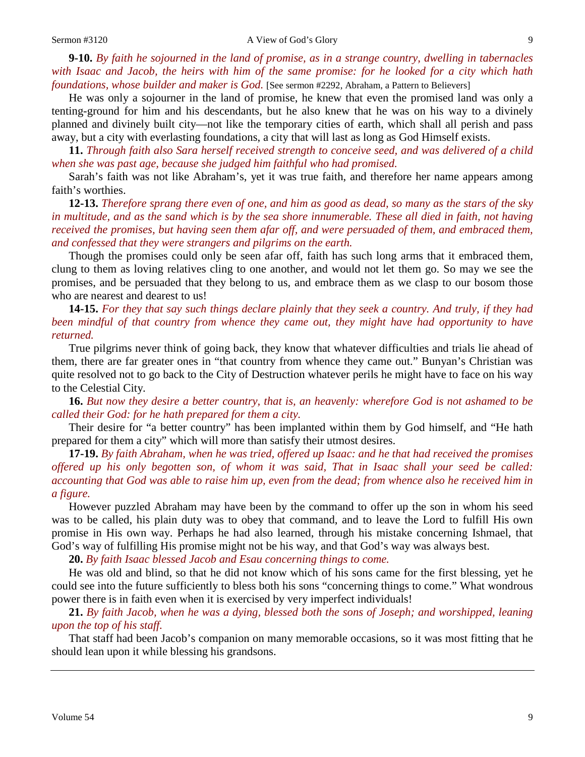**9-10.** *By faith he sojourned in the land of promise, as in a strange country, dwelling in tabernacles with Isaac and Jacob, the heirs with him of the same promise: for he looked for a city which hath foundations, whose builder and maker is God.* [See sermon #2292, Abraham, a Pattern to Believers]

He was only a sojourner in the land of promise, he knew that even the promised land was only a tenting-ground for him and his descendants, but he also knew that he was on his way to a divinely planned and divinely built city—not like the temporary cities of earth, which shall all perish and pass away, but a city with everlasting foundations, a city that will last as long as God Himself exists.

**11.** *Through faith also Sara herself received strength to conceive seed, and was delivered of a child when she was past age, because she judged him faithful who had promised.*

Sarah's faith was not like Abraham's, yet it was true faith, and therefore her name appears among faith's worthies.

**12-13.** *Therefore sprang there even of one, and him as good as dead, so many as the stars of the sky in multitude, and as the sand which is by the sea shore innumerable. These all died in faith, not having received the promises, but having seen them afar off, and were persuaded of them, and embraced them, and confessed that they were strangers and pilgrims on the earth.*

Though the promises could only be seen afar off, faith has such long arms that it embraced them, clung to them as loving relatives cling to one another, and would not let them go. So may we see the promises, and be persuaded that they belong to us, and embrace them as we clasp to our bosom those who are nearest and dearest to us!

**14-15.** *For they that say such things declare plainly that they seek a country. And truly, if they had been mindful of that country from whence they came out, they might have had opportunity to have returned.*

True pilgrims never think of going back, they know that whatever difficulties and trials lie ahead of them, there are far greater ones in "that country from whence they came out." Bunyan's Christian was quite resolved not to go back to the City of Destruction whatever perils he might have to face on his way to the Celestial City.

**16.** *But now they desire a better country, that is, an heavenly: wherefore God is not ashamed to be called their God: for he hath prepared for them a city.*

Their desire for "a better country" has been implanted within them by God himself, and "He hath prepared for them a city" which will more than satisfy their utmost desires.

**17-19.** *By faith Abraham, when he was tried, offered up Isaac: and he that had received the promises offered up his only begotten son, of whom it was said, That in Isaac shall your seed be called: accounting that God was able to raise him up, even from the dead; from whence also he received him in a figure.*

However puzzled Abraham may have been by the command to offer up the son in whom his seed was to be called, his plain duty was to obey that command, and to leave the Lord to fulfill His own promise in His own way. Perhaps he had also learned, through his mistake concerning Ishmael, that God's way of fulfilling His promise might not be his way, and that God's way was always best.

**20.** *By faith Isaac blessed Jacob and Esau concerning things to come.*

He was old and blind, so that he did not know which of his sons came for the first blessing, yet he could see into the future sufficiently to bless both his sons "concerning things to come." What wondrous power there is in faith even when it is exercised by very imperfect individuals!

**21.** *By faith Jacob, when he was a dying, blessed both the sons of Joseph; and worshipped, leaning upon the top of his staff.*

That staff had been Jacob's companion on many memorable occasions, so it was most fitting that he should lean upon it while blessing his grandsons.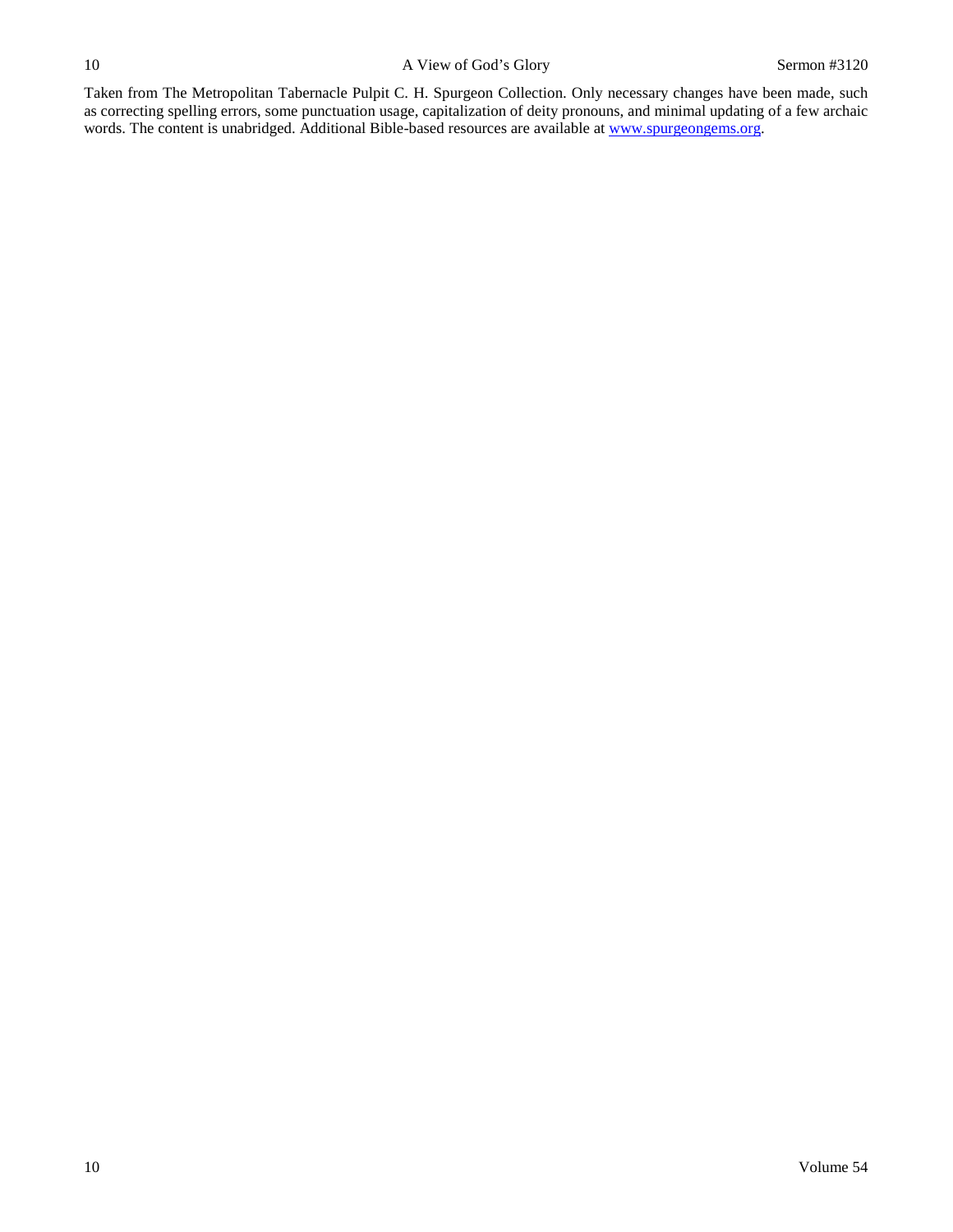Taken from The Metropolitan Tabernacle Pulpit C. H. Spurgeon Collection. Only necessary changes have been made, such as correcting spelling errors, some punctuation usage, capitalization of deity pronouns, and minimal updating of a few archaic words. The content is unabridged. Additional Bible-based resources are available at [www.spurgeongems.org](http://www.spurgeongems.org).